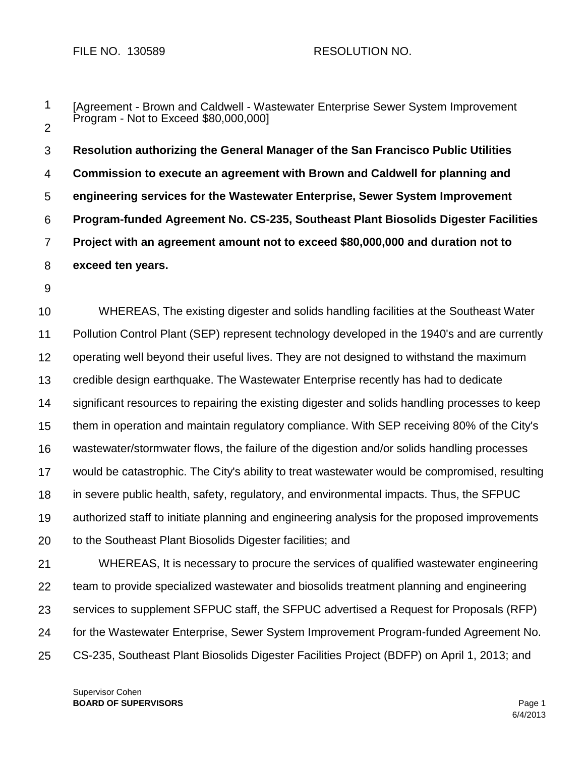FILE NO. 130589 RESOLUTION NO.

[Agreement - Brown and Caldwell - Wastewater Enterprise Sewer System Improvement Program - Not to Exceed $80,000,000]

**Resolution authorizing the General Manager of the San Francisco Public Utilities Commission to execute an agreement with Brown and Caldwell for planning and engineering services for the Wastewater Enterprise, Sewer System Improvement Program-funded Agreement No. CS-235, Southeast Plant Biosolids Digester Facilities Project with an agreement amount not to exceed $80,000,000 and duration not to exceed ten years.**

WHEREAS, The existing digester and solids handling facilities at the Southeast Water Pollution Control Plant (SEP) represent technology developed in the 1940's and are currently operating well beyond their useful lives. They are not designed to withstand the maximum credible design earthquake. The Wastewater Enterprise recently has had to dedicate significant resources to repairing the existing digester and solids handling processes to keep them in operation and maintain regulatory compliance. With SEP receiving 80% of the City's wastewater/stormwater flows, the failure of the digestion and/or solids handling processes would be catastrophic. The City's ability to treat wastewater would be compromised, resulting in severe public health, safety, regulatory, and environmental impacts. Thus, the SFPUC authorized staff to initiate planning and engineering analysis for the proposed improvements to the Southeast Plant Biosolids Digester facilities; and

WHEREAS, It is necessary to procure the services of qualified wastewater engineering team to provide specialized wastewater and biosolids treatment planning and engineering services to supplement SFPUC staff, the SFPUC advertised a Request for Proposals (RFP) for the Wastewater Enterprise, Sewer System Improvement Program-funded Agreement No. CS-235, Southeast Plant Biosolids Digester Facilities Project (BDFP) on April 1, 2013; and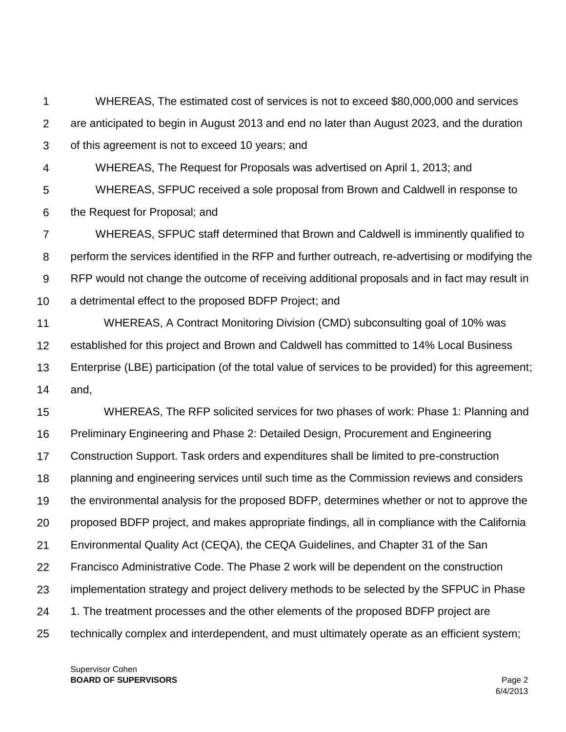WHEREAS, The estimated cost of services is not to exceed $80,000,000 and services are anticipated to begin in August 2013 and end no later than August 2023, and the duration of this agreement is not to exceed 10 years; and

WHEREAS, The Request for Proposals was advertised on April 1, 2013; and

WHEREAS, SFPUC received a sole proposal from Brown and Caldwell in response to the Request for Proposal; and

WHEREAS, SFPUC staff determined that Brown and Caldwell is imminently qualified to perform the services identified in the RFP and further outreach, re-advertising or modifying the RFP would not change the outcome of receiving additional proposals and in fact may result in a detrimental effect to the proposed BDFP Project; and

WHEREAS, A Contract Monitoring Division (CMD) subconsulting goal of 10% was established for this project and Brown and Caldwell has committed to 14% Local Business Enterprise (LBE) participation (of the total value of services to be provided) for this agreement; and,

WHEREAS, The RFP solicited services for two phases of work: Phase 1: Planning and Preliminary Engineering and Phase 2: Detailed Design, Procurement and Engineering Construction Support. Task orders and expenditures shall be limited to pre-construction planning and engineering services until such time as the Commission reviews and considers the environmental analysis for the proposed BDFP, determines whether or not to approve the proposed BDFP project, and makes appropriate findings, all in compliance with the California Environmental Quality Act (CEQA), the CEQA Guidelines, and Chapter 31 of the San Francisco Administrative Code. The Phase 2 work will be dependent on the construction implementation strategy and project delivery methods to be selected by the SFPUC in Phase 1. The treatment processes and the other elements of the proposed BDFP project are technically complex and interdependent, and must ultimately operate as an efficient system;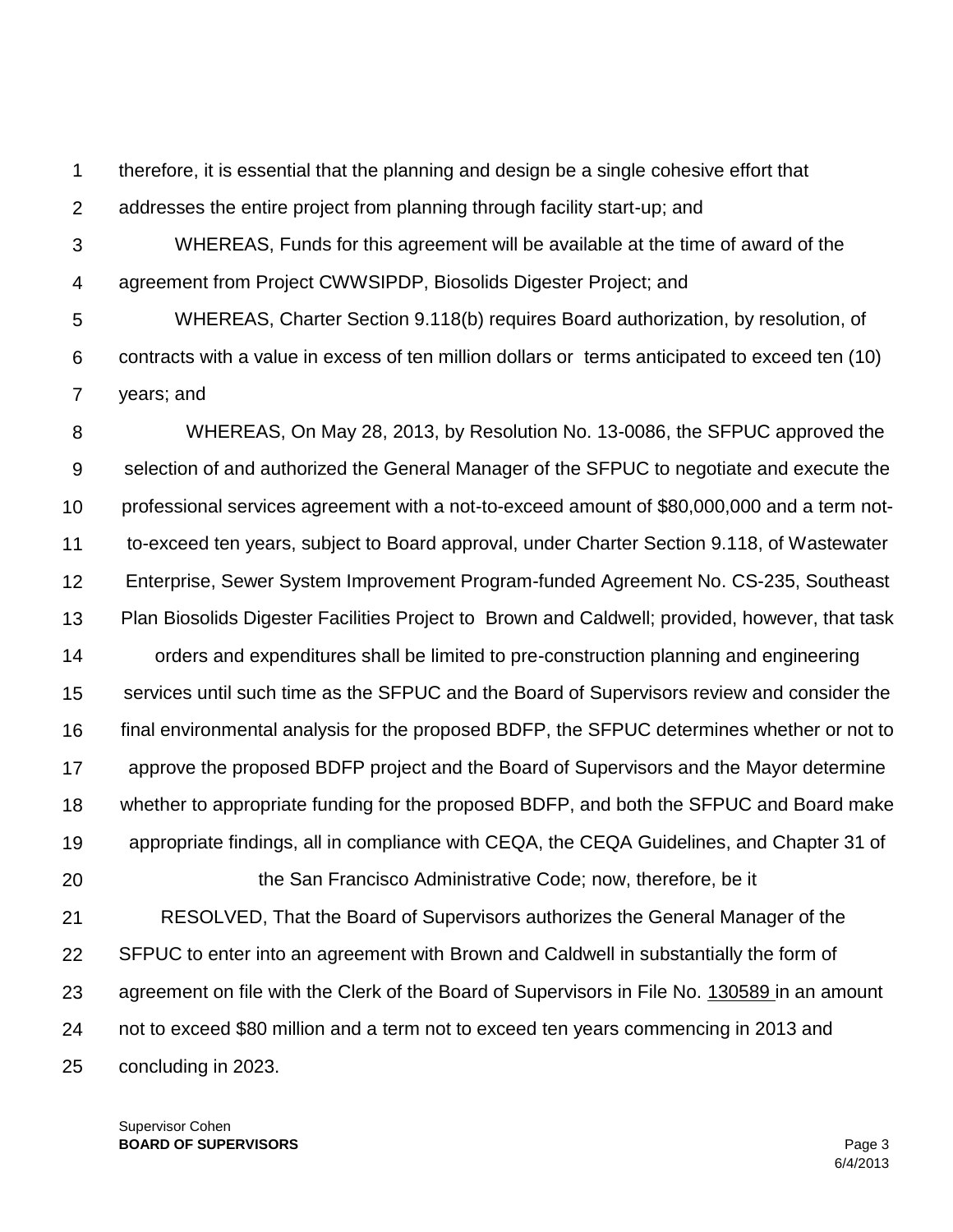therefore, it is essential that the planning and design be a single cohesive effort that addresses the entire project from planning through facility start-up; and

WHEREAS, Funds for this agreement will be available at the time of award of the agreement from Project CWWSIPDP, Biosolids Digester Project; and

WHEREAS, Charter Section 9.118(b) requires Board authorization, by resolution, of contracts with a value in excess of ten million dollars or terms anticipated to exceed ten (10) years; and

WHEREAS, On May 28, 2013, by Resolution No. 13-0086, the SFPUC approved the selection of and authorized the General Manager of the SFPUC to negotiate and execute the professional services agreement with a not-to-exceed amount of $80,000,000 and a term not-to-exceed ten years, subject to Board approval, under Charter Section 9.118, of Wastewater Enterprise, Sewer System Improvement Program-funded Agreement No. CS-235, Southeast Plan Biosolids Digester Facilities Project to Brown and Caldwell; provided, however, that task orders and expenditures shall be limited to pre-construction planning and engineering services until such time as the SFPUC and the Board of Supervisors review and consider the final environmental analysis for the proposed BDFP, the SFPUC determines whether or not to approve the proposed BDFP project and the Board of Supervisors and the Mayor determine whether to appropriate funding for the proposed BDFP, and both the SFPUC and Board make appropriate findings, all in compliance with CEQA, the CEQA Guidelines, and Chapter 31 of the San Francisco Administrative Code; now, therefore, be it

RESOLVED, That the Board of Supervisors authorizes the General Manager of the SFPUC to enter into an agreement with Brown and Caldwell in substantially the form of agreement on file with the Clerk of the Board of Supervisors in File No. 130589 in an amount not to exceed $80 million and a term not to exceed ten years commencing in 2013 and concluding in 2023.